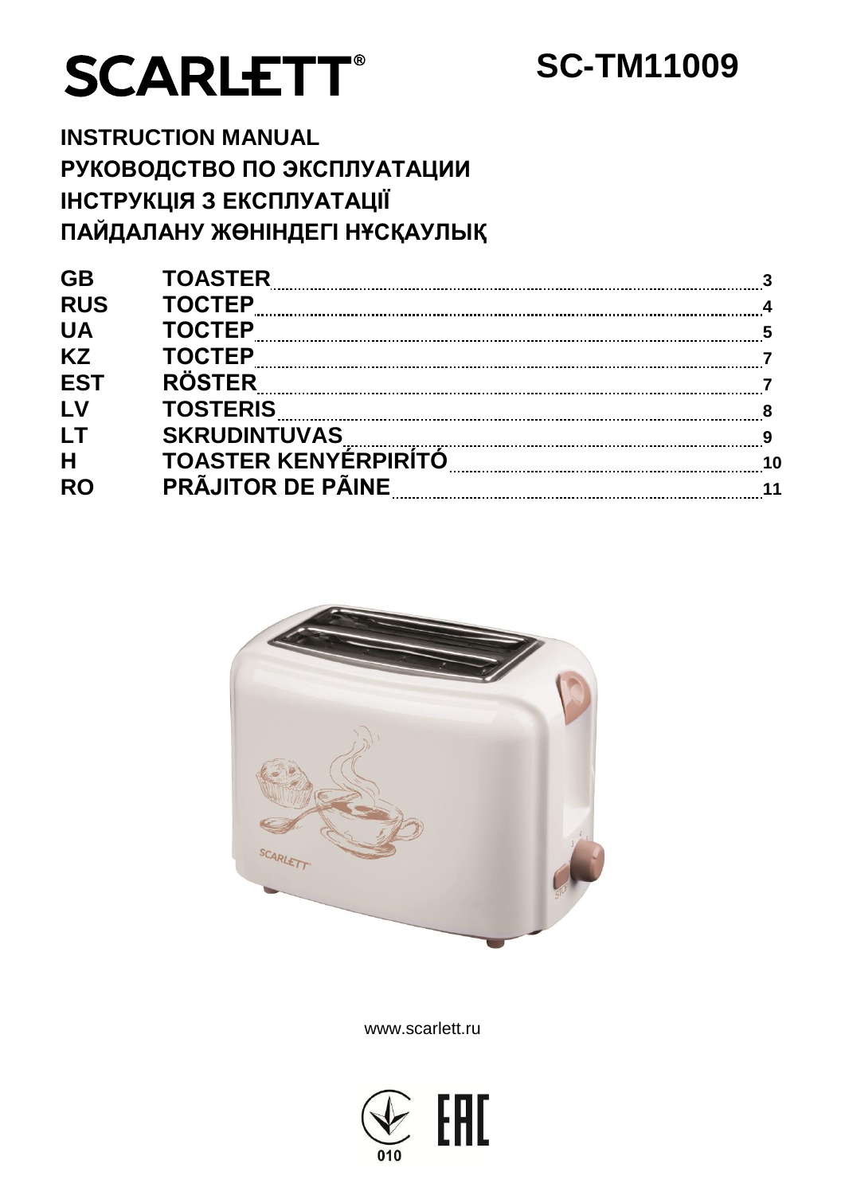# SCARLETT®

# SC-TM11009

**INSTRUCTION MANUAL**
**РУКОВОДСТВО ПО ЭКСПЛУАТАЦИИ**
**ІНСТРУКЦІЯ З ЕКСПЛУАТАЦІЇ**
**ПАЙДАЛАНУ ЖӨНІНДЕГІ НҰСҚАУЛЫҚ**

| | | |
|---|---|---|
| GB | TOASTER | 3 |
| RUS | ТОСТЕР | 4 |
| UA | ТОСТЕР | 5 |
| KZ | ТОСТЕР | 7 |
| EST | RÖSTER | 7 |
| LV | TOSTERIS | 8 |
| LT | SKRUDINTUVAS | 9 |
| H | TOASTER KENYÉRPIRÍTÓ | 10 |
| RO | PRÃJITOR DE PÃINE | 11 |

www.scarlett.ru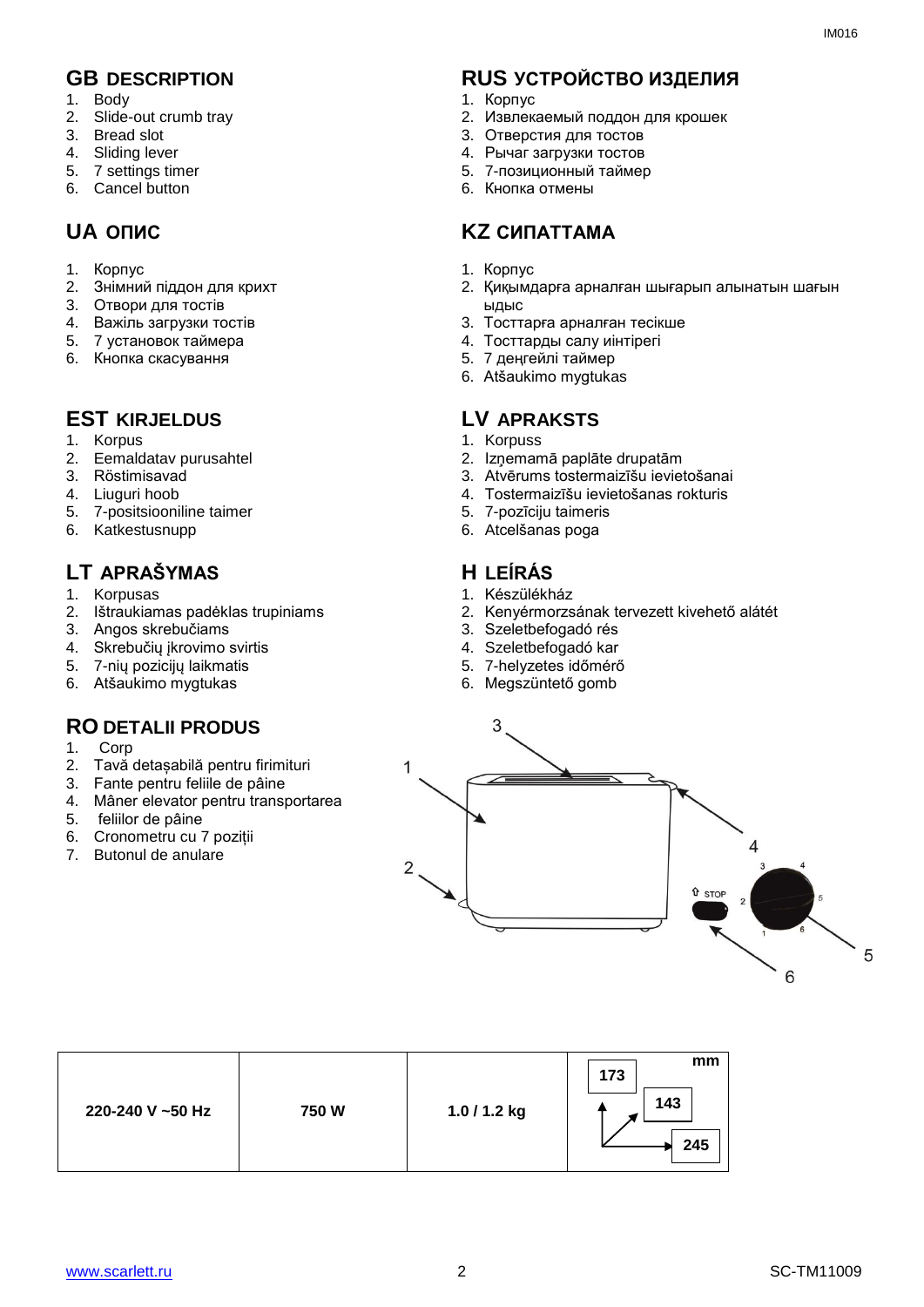## GB DESCRIPTION

1. Body
2. Slide-out crumb tray
3. Bread slot
4. Sliding lever
5. 7 settings timer
6. Cancel button

## RUS УСТРОЙСТВО ИЗДЕЛИЯ

1. Корпус
2. Извлекаемый поддон для крошек
3. Отверстия для тостов
4. Рычаг загрузки тостов
5. 7-позиционный таймер
6. Кнопка отмены

## UA ОПИС

1. Корпус
2. Знімний піддон для крихт
3. Отвори для тостів
4. Важіль загрузки тостів
5. 7 установок таймера
6. Кнопка скасування

## KZ СИПАТТАМА

1. Корпус
2. Қиқымдарға арналған шығарып алынатын шағын ыдыс
3. Тосттарға арналған тесікше
4. Тосттарды салу иінтірегі
5. 7 деңгейлі таймер
6. Atšaukimo mygtukas

## EST KIRJELDUS

1. Korpus
2. Eemaldatav purusahtel
3. Röstimisavad
4. Liuguri hoob
5. 7-positsiooniline taimer
6. Katkestusnupp

## LV APRAKSTS

1. Korpuss
2. Izņemamā paplāte drupatām
3. Atvērums tostermaizīšu ievietošanai
4. Tostermaizīšu ievietošanas rokturis
5. 7-pozīciju taimeris
6. Atcelšanas poga

## LT APRAŠYMAS

1. Korpusas
2. Ištraukiamas padėklas trupiniams
3. Angos skrebučiams
4. Skrebučių įkrovimo svirtis
5. 7-nių pozicijų laikmatis
6. Atšaukimo mygtukas

## H LEÍRÁS

1. Készülékház
2. Kenyérmorzsának tervezett kivehető alátét
3. Szeletbefogadó rés
4. Szeletbefogadó kar
5. 7-helyzetes időmérő
6. Megszüntető gomb

## RO DETALII PRODUS

1. Corp
2. Tavă detașabilă pentru firimituri
3. Fante pentru feliile de pâine
4. Mâner elevator pentru transportarea
5. feliilor de pâine
6. Cronometru cu 7 poziții
7. Butonul de anulare

| 220-240 V ~50 Hz | 750 W | 1.0 / 1.2 kg | mm: 173 / 143 / 245 |
|---|---|---|---|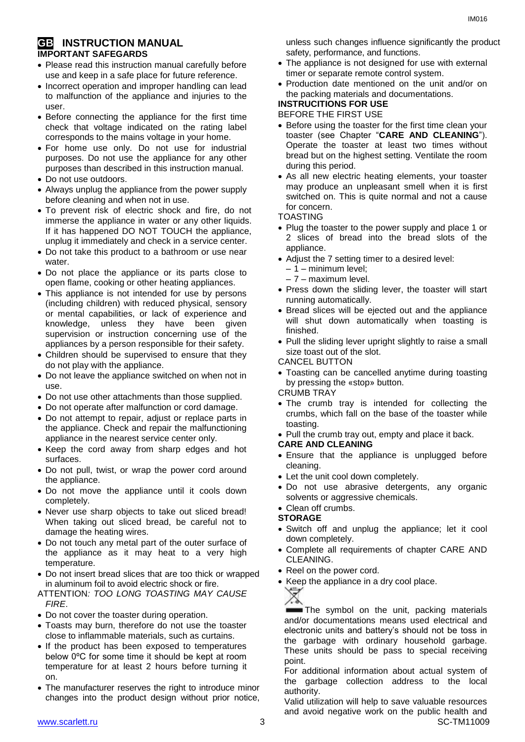# GB INSTRUCTION MANUAL

## IMPORTANT SAFEGARDS

- Please read this instruction manual carefully before use and keep in a safe place for future reference.
- Incorrect operation and improper handling can lead to malfunction of the appliance and injuries to the user.
- Before connecting the appliance for the first time check that voltage indicated on the rating label corresponds to the mains voltage in your home.
- For home use only. Do not use for industrial purposes. Do not use the appliance for any other purposes than described in this instruction manual.
- Do not use outdoors.
- Always unplug the appliance from the power supply before cleaning and when not in use.
- To prevent risk of electric shock and fire, do not immerse the appliance in water or any other liquids. If it has happened DO NOT TOUCH the appliance, unplug it immediately and check in a service center.
- Do not take this product to a bathroom or use near water.
- Do not place the appliance or its parts close to open flame, cooking or other heating appliances.
- This appliance is not intended for use by persons (including children) with reduced physical, sensory or mental capabilities, or lack of experience and knowledge, unless they have been given supervision or instruction concerning use of the appliances by a person responsible for their safety.
- Children should be supervised to ensure that they do not play with the appliance.
- Do not leave the appliance switched on when not in use.
- Do not use other attachments than those supplied.
- Do not operate after malfunction or cord damage.
- Do not attempt to repair, adjust or replace parts in the appliance. Check and repair the malfunctioning appliance in the nearest service center only.
- Keep the cord away from sharp edges and hot surfaces.
- Do not pull, twist, or wrap the power cord around the appliance.
- Do not move the appliance until it cools down completely.
- Never use sharp objects to take out sliced bread! When taking out sliced bread, be careful not to damage the heating wires.
- Do not touch any metal part of the outer surface of the appliance as it may heat to a very high temperature.
- Do not insert bread slices that are too thick or wrapped in aluminum foil to avoid electric shock or fire.

ATTENTION*: TOO LONG TOASTING MAY CAUSE FIRE*.

- Do not cover the toaster during operation.
- Toasts may burn, therefore do not use the toaster close to inflammable materials, such as curtains.
- If the product has been exposed to temperatures below 0ºC for some time it should be kept at room temperature for at least 2 hours before turning it on.
- The manufacturer reserves the right to introduce minor changes into the product design without prior notice, unless such changes influence significantly the product safety, performance, and functions.
- The appliance is not designed for use with external timer or separate remote control system.
- Production date mentioned on the unit and/or on the packing materials and documentations.

## INSTRUCITIONS FOR USE

BEFORE THE FIRST USE

- Before using the toaster for the first time clean your toaster (see Chapter "**CARE AND CLEANING**"). Operate the toaster at least two times without bread but on the highest setting. Ventilate the room during this period.
- As all new electric heating elements, your toaster may produce an unpleasant smell when it is first switched on. This is quite normal and not a cause for concern.

TOASTING

- Plug the toaster to the power supply and place 1 or 2 slices of bread into the bread slots of the appliance.
- Adjust the 7 setting timer to a desired level:
  - 1 – minimum level;
  - 7 – maximum level.
- Press down the sliding lever, the toaster will start running automatically.
- Bread slices will be ejected out and the appliance will shut down automatically when toasting is finished.
- Pull the sliding lever upright slightly to raise a small size toast out of the slot.

CANCEL BUTTON

- Toasting can be cancelled anytime during toasting by pressing the «stop» button.

CRUMB TRAY

- The crumb tray is intended for collecting the crumbs, which fall on the base of the toaster while toasting.
- Pull the crumb tray out, empty and place it back.

## CARE AND CLEANING

- Ensure that the appliance is unplugged before cleaning.
- Let the unit cool down completely.
- Do not use abrasive detergents, any organic solvents or aggressive chemicals.
- Clean off crumbs.

## STORAGE

- Switch off and unplug the appliance; let it cool down completely.
- Complete all requirements of chapter CARE AND CLEANING.
- Reel on the power cord.
- Keep the appliance in a dry cool place.

The symbol on the unit, packing materials and/or documentations means used electrical and electronic units and battery's should not be toss in the garbage with ordinary household garbage. These units should be pass to special receiving point.

For additional information about actual system of the garbage collection address to the local authority.

Valid utilization will help to save valuable resources and avoid negative work on the public health and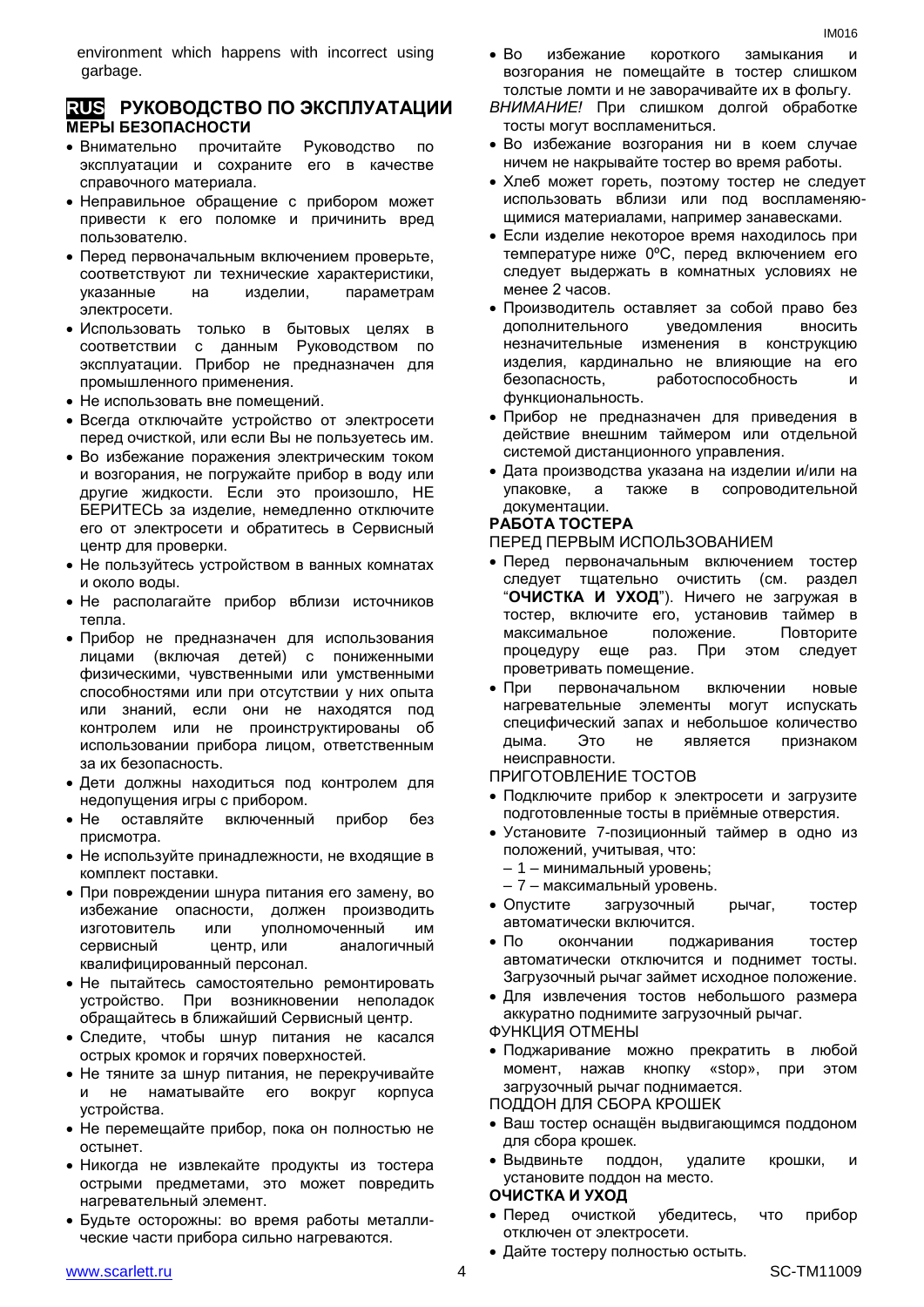environment which happens with incorrect using garbage.

## RUS РУКОВОДСТВО ПО ЭКСПЛУАТАЦИИ

### МЕРЫ БЕЗОПАСНОСТИ

- Внимательно прочитайте Руководство по эксплуатации и сохраните его в качестве справочного материала.
- Неправильное обращение с прибором может привести к его поломке и причинить вред пользователю.
- Перед первоначальным включением проверьте, соответствуют ли технические характеристики, указанные на изделии, параметрам электросети.
- Использовать только в бытовых целях в соответствии с данным Руководством по эксплуатации. Прибор не предназначен для промышленного применения.
- Не использовать вне помещений.
- Всегда отключайте устройство от электросети перед очисткой, или если Вы не пользуетесь им.
- Во избежание поражения электрическим током и возгорания, не погружайте прибор в воду или другие жидкости. Если это произошло, НЕ БЕРИТЕСЬ за изделие, немедленно отключите его от электросети и обратитесь в Сервисный центр для проверки.
- Не пользуйтесь устройством в ванных комнатах и около воды.
- Не располагайте прибор вблизи источников тепла.
- Прибор не предназначен для использования лицами (включая детей) с пониженными физическими, чувственными или умственными способностями или при отсутствии у них опыта или знаний, если они не находятся под контролем или не проинструктированы об использовании прибора лицом, ответственным за их безопасность.
- Дети должны находиться под контролем для недопущения игры с прибором.
- Не оставляйте включенный прибор без присмотра.
- Не используйте принадлежности, не входящие в комплект поставки.
- При повреждении шнура питания его замену, во избежание опасности, должен производить изготовитель или уполномоченный им сервисный центр, или аналогичный квалифицированный персонал.
- Не пытайтесь самостоятельно ремонтировать устройство. При возникновении неполадок обращайтесь в ближайший Сервисный центр.
- Следите, чтобы шнур питания не касался острых кромок и горячих поверхностей.
- Не тяните за шнур питания, не перекручивайте и не наматывайте его вокруг корпуса устройства.
- Не перемещайте прибор, пока он полностью не остынет.
- Никогда не извлекайте продукты из тостера острыми предметами, это может повредить нагревательный элемент.
- Будьте осторожны: во время работы металлические части прибора сильно нагреваются.
- Во избежание короткого замыкания и возгорания не помещайте в тостер слишком толстые ломти и не заворачивайте их в фольгу.

*ВНИМАНИЕ!* При слишком долгой обработке тосты могут воспламениться.

- Во избежание возгорания ни в коем случае ничем не накрывайте тостер во время работы.
- Хлеб может гореть, поэтому тостер не следует использовать вблизи или под воспламеняющимися материалами, например занавесками.
- Если изделие некоторое время находилось при температуре ниже 0ºC, перед включением его следует выдержать в комнатных условиях не менее 2 часов.
- Производитель оставляет за собой право без дополнительного уведомления вносить незначительные изменения в конструкцию изделия, кардинально не влияющие на его безопасность, работоспособность и функциональность.
- Прибор не предназначен для приведения в действие внешним таймером или отдельной системой дистанционного управления.
- Дата производства указана на изделии и/или на упаковке, а также в сопроводительной документации.

### РАБОТА ТОСТЕРА

ПЕРЕД ПЕРВЫМ ИСПОЛЬЗОВАНИЕМ

- Перед первоначальным включением тостер следует тщательно очистить (см. раздел "**ОЧИСТКА И УХОД**"). Ничего не загружая в тостер, включите его, установив таймер в максимальное положение. Повторите процедуру еще раз. При этом следует проветривать помещение.
- При первоначальном включении новые нагревательные элементы могут испускать специфический запах и небольшое количество дыма. Это не является признаком неисправности.

ПРИГОТОВЛЕНИЕ ТОСТОВ

- Подключите прибор к электросети и загрузите подготовленные тосты в приёмные отверстия.
- Установите 7-позиционный таймер в одно из положений, учитывая, что:
  - 1 – минимальный уровень;
  - 7 – максимальный уровень.
- Опустите загрузочный рычаг, тостер автоматически включится.
- По окончании поджаривания тостер автоматически отключится и поднимет тосты. Загрузочный рычаг займет исходное положение.
- Для извлечения тостов небольшого размера аккуратно поднимите загрузочный рычаг.

ФУНКЦИЯ ОТМЕНЫ

- Поджаривание можно прекратить в любой момент, нажав кнопку «stop», при этом загрузочный рычаг поднимается.

ПОДДОН ДЛЯ СБОРА КРОШЕК

- Ваш тостер оснащён выдвигающимся поддоном для сбора крошек.
- Выдвиньте поддон, удалите крошки, и установите поддон на место.

### ОЧИСТКА И УХОД

- Перед очисткой убедитесь, что прибор отключен от электросети.
- Дайте тостеру полностью остыть.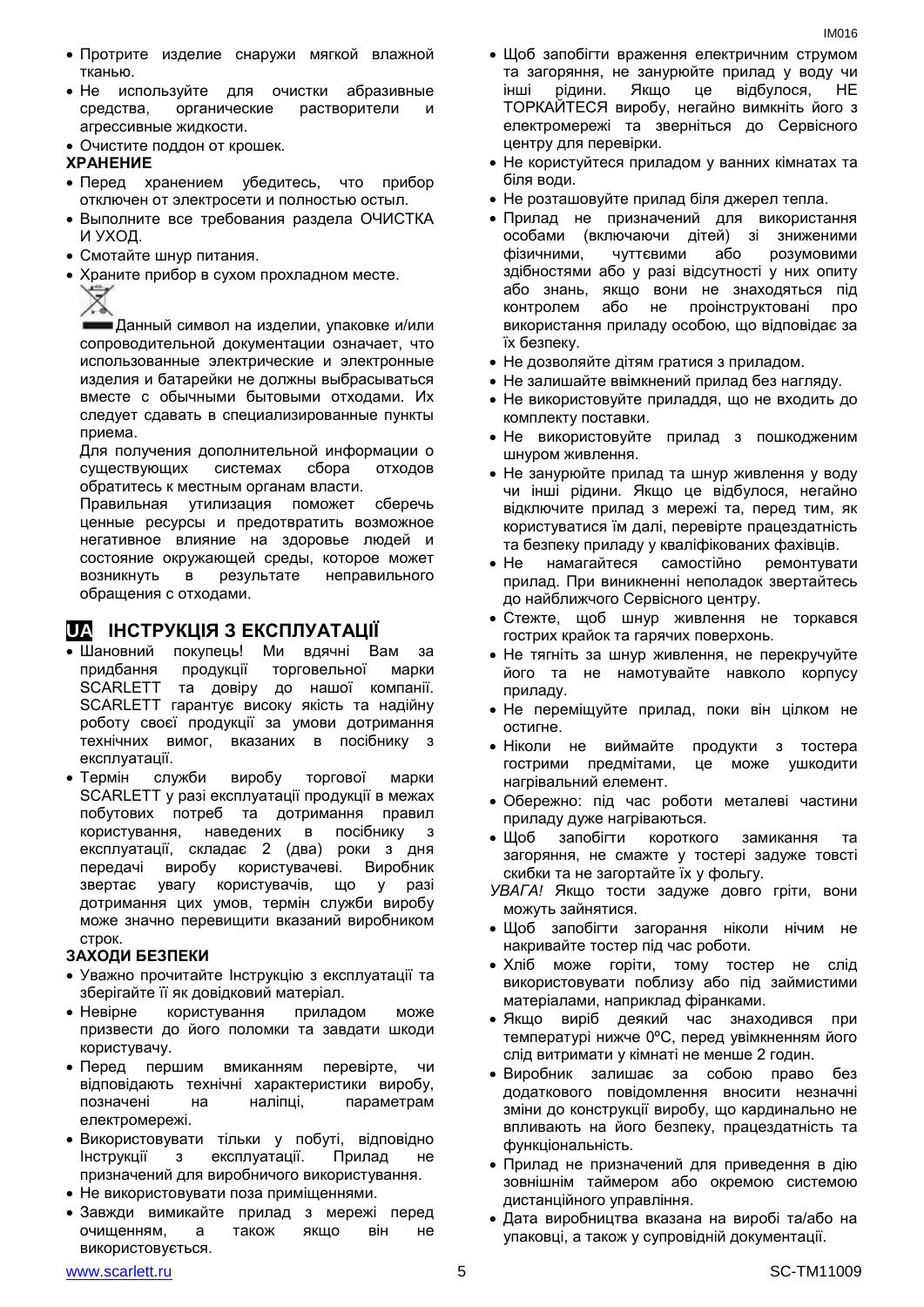- Протрите изделие снаружи мягкой влажной тканью.
- Не используйте для очистки абразивные средства, органические растворители и агрессивные жидкости.
- Очистите поддон от крошек.

**ХРАНЕНИЕ**

- Перед хранением убедитесь, что прибор отключен от электросети и полностью остыл.
- Выполните все требования раздела ОЧИСТКА И УХОД.
- Смотайте шнур питания.
- Храните прибор в сухом прохладном месте.

Данный символ на изделии, упаковке и/или сопроводительной документации означает, что использованные электрические и электронные изделия и батарейки не должны выбрасываться вместе с обычными бытовыми отходами. Их следует сдавать в специализированные пункты приема.

Для получения дополнительной информации о существующих системах сбора отходов обратитесь к местным органам власти.

Правильная утилизация поможет сберечь ценные ресурсы и предотвратить возможное негативное влияние на здоровье людей и состояние окружающей среды, которое может возникнуть в результате неправильного обращения с отходами.

## UA ІНСТРУКЦІЯ З ЕКСПЛУАТАЦІЇ

- Шановний покупець! Ми вдячні Вам за придбання продукції торговельної марки SCARLETT та довіру до нашої компанії. SCARLETT гарантує високу якість та надійну роботу своєї продукції за умови дотримання технічних вимог, вказаних в посібнику з експлуатації.
- Термін служби виробу торгової марки SCARLETT у разі експлуатації продукції в межах побутових потреб та дотримання правил користування, наведених в посібнику з експлуатації, складає 2 (два) роки з дня передачі виробу користувачеві. Виробник звертає увагу користувачів, що у разі дотримання цих умов, термін служби виробу може значно перевищити вказаний виробником строк.

**ЗАХОДИ БЕЗПЕКИ**

- Уважно прочитайте Інструкцію з експлуатації та зберігайте її як довідковий матеріал.
- Невірне користування приладом може призвести до його поломки та завдати шкоди користувачу.
- Перед першим вмиканням перевірте, чи відповідають технічні характеристики виробу, позначені на наліпці, параметрам електромережі.
- Використовувати тільки у побуті, відповідно Інструкції з експлуатації. Прилад не призначений для виробничого використування.
- Не використовувати поза приміщеннями.
- Завжди вимикайте прилад з мережі перед очищенням, а також якщо він не використовується.
- Щоб запобігти враження електричним струмом та загоряння, не занурюйте прилад у воду чи інші рідини. Якщо це відбулося, НЕ ТОРКАЙТЕСЯ виробу, негайно вимкніть його з електромережі та зверніться до Сервісного центру для перевірки.
- Не користуйтеся приладом у ванних кімнатах та біля води.
- Не розташовуйте прилад біля джерел тепла.
- Прилад не призначений для використання особами (включаючи дітей) зі зниженими фізичними, чуттєвими або розумовими здібностями або у разі відсутності у них опиту або знань, якщо вони не знаходяться під контролем або не проінструктовані про використання приладу особою, що відповідає за їх безпеку.
- Не дозволяйте дітям гратися з приладом.
- Не залишайте ввімкнений прилад без нагляду.
- Не використовуйте приладдя, що не входить до комплекту поставки.
- Не використовуйте прилад з пошкодженим шнуром живлення.
- Не занурюйте прилад та шнур живлення у воду чи інші рідини. Якщо це відбулося, негайно відключите прилад з мережі та, перед тим, як користуватися їм далі, перевірте працездатність та безпеку приладу у кваліфікованих фахівців.
- Не намагайтеся самостійно ремонтувати прилад. При виникненні неполадок звертайтесь до найближчого Сервісного центру.
- Стежте, щоб шнур живлення не торкався гострих крайок та гарячих поверхонь.
- Не тягніть за шнур живлення, не перекручуйте його та не намотуйте навколо корпусу приладу.
- Не переміщуйте прилад, поки він цілком не остигне.
- Ніколи не виймайте продукти з тостера гострими предметами, це може ушкодити нагрівальний елемент.
- Обережно: під час роботи металеві частини приладу дуже нагріваються.
- Щоб запобігти короткого замикання та загоряння, не смажте у тостері задуже товсті скибки та не загортайте їх у фольгу.

*УВАГА!* Якщо тости задуже довго гріти, вони можуть зайнятися.

- Щоб запобігти загорання ніколи нічим не накривайте тостер під час роботи.
- Хліб може горіти, тому тостер не слід використовувати поблизу або під займистими матеріалами, наприклад фіранками.
- Якщо виріб деякий час знаходився при температурі нижче 0ºC, перед увімкненням його слід витримати у кімнаті не менше 2 годин.
- Виробник залишає за собою право без додаткового повідомлення вносити незначні зміни до конструкції виробу, що кардинально не впливають на його безпеку, працездатність та функціональність.
- Прилад не призначений для приведення в дію зовнішнім таймером або окремою системою дистанційного управління.
- Дата виробництва вказана на виробі та/або на упаковці, а також у супровідній документації.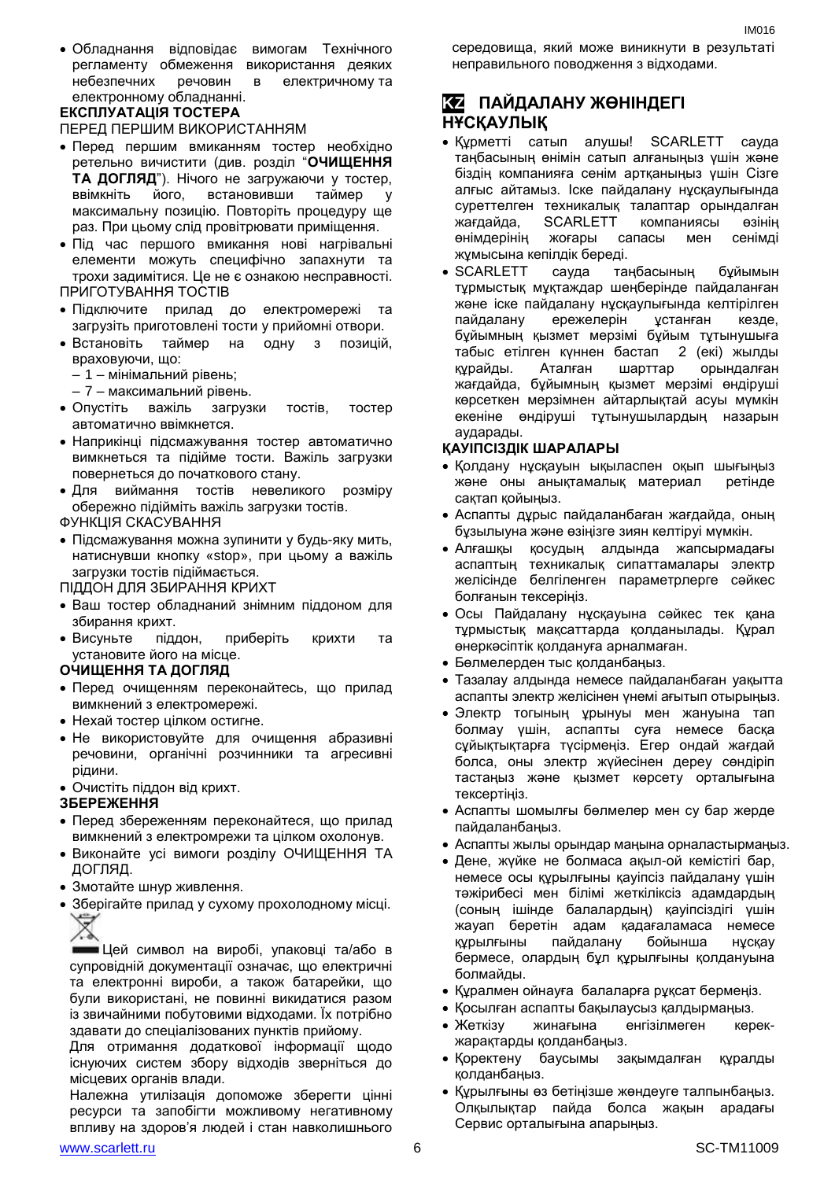- Обладнання відповідає вимогам Технічного регламенту обмеження використання деяких небезпечних речовин в електричному та електронному обладнанні.

**ЕКСПЛУАТАЦІЯ ТОСТЕРА**

ПЕРЕД ПЕРШИМ ВИКОРИСТАННЯМ

- Перед першим вмиканням тостер необхідно ретельно вичистити (див. розділ "**ОЧИЩЕННЯ ТА ДОГЛЯД**"). Нічого не загружаючи у тостер, ввімкніть його, встановивши таймер у максимальну позицію. Повторіть процедуру ще раз. При цьому слід провітрювати приміщення.
- Під час першого вмикання нові нагрівальні елементи можуть специфічно запахнути та трохи задимітися. Це не є ознакою несправності.

ПРИГОТУВАННЯ ТОСТІВ

- Підключите прилад до електромережі та загрузіть приготовлені тости у прийомні отвори.
- Встановіть таймер на одну з позицій, враховуючи, що:
  – 1 – мінімальний рівень;
  – 7 – максимальний рівень.
- Опустіть важіль загрузки тостів, тостер автоматично ввімкнеться.
- Наприкінці підсмажування тостер автоматично вимкнеться та підійме тости. Важіль загрузки повернеться до початкового стану.
- Для виймання тостів невеликого розміру обережно підійміть важіль загрузки тостів.

ФУНКЦІЯ СКАСУВАННЯ

- Підсмажування можна зупинити у будь-яку мить, натиснувши кнопку «stop», при цьому а важіль загрузки тостів підіймається.

ПІДДОН ДЛЯ ЗБИРАННЯ КРИХТ

- Ваш тостер обладнаний знімним піддоном для збирання крихт.
- Висуньте піддон, приберіть крихти та установите його на місце.

**ОЧИЩЕННЯ ТА ДОГЛЯД**

- Перед очищенням переконайтесь, що прилад вимкнений з електромережі.
- Нехай тостер цілком остигне.
- Не використовуйте для очищення абразивні речовини, органічні розчинники та агресивні рідини.
- Очистіть піддон від крихт.

**ЗБЕРЕЖЕННЯ**

- Перед збереженням переконайтеся, що прилад вимкнений з електромрежи та цілком охолонув.
- Виконайте усі вимоги розділу ОЧИЩЕННЯ ТА ДОГЛЯД.
- Змотайте шнур живлення.
- Зберігайте прилад у сухому прохолодному місці.

Цей символ на виробі, упаковці та/або в супровідній документації означає, що електричні та електронні вироби, а також батарейки, що були використані, не повинні викидатися разом із звичайними побутовими відходами. Їх потрібно здавати до спеціалізованих пунктів прийому.

Для отримання додаткової інформації щодо існуючих систем збору відходів зверніться до місцевих органів влади.

Належна утилізація допоможе зберегти цінні ресурси та запобігти можливому негативному впливу на здоров'я людей і стан навколишнього середовища, який може виникнути в результаті неправильного поводження з відходами.

## KZ ПАЙДАЛАНУ ЖӨНІНДЕГІ НҰСҚАУЛЫҚ

- Құрметті сатып алушы! SCARLETT сауда таңбасының өнімін сатып алғаныңыз үшін және біздің компанияға сенім артқаныңыз үшін Сізге алғыс айтамыз. Іске пайдалану нұсқаулығында суреттелген техникалық талаптар орындалған жағдайда, SCARLETT компаниясы өзінің өнімдерінің жоғары сапасы мен сенімді жұмысына кепілдік береді.
- SCARLETT сауда таңбасының бұйымын тұрмыстық мұқтаждар шеңберінде пайдаланған және іске пайдалану нұсқаулығында келтірілген пайдалану ережелерін ұстанған кезде, бұйымның қызмет мерзімі бұйым тұтынушыға табыс етілген күннен бастап 2 (екі) жылды құрайды. Аталған шарттар орындалған жағдайда, бұйымның қызмет мерзімі өндіруші көрсеткен мерзімнен айтарлықтай асуы мүмкін екеніне өндіруші тұтынушылардың назарын аударады.

**ҚАУІПСІЗДІК ШАРАЛАРЫ**

- Қолдану нұсқауын ықыласпен оқып шығыңыз және оны анықтамалық материал ретінде сақтап қойыңыз.
- Аспапты дұрыс пайдаланбаған жағдайда, оның бұзылуына және өзіңізге зиян келтіруі мүмкін.
- Алғашқы қосудың алдында жапсырмадағы аспаптың техникалық сипаттамалары электр желісінде белгіленген параметрлерге сәйкес болғанын тексеріңіз.
- Осы Пайдалану нұсқауына сәйкес тек қана тұрмыстық мақсаттарда қолданылады. Құрал өнеркәсіптік қолдануға арналмаған.
- Бөлмелерден тыс қолданбаңыз.
- Тазалау алдында немесе пайдаланбаған уақытта аспапты электр желісінен үнемі ағытып отырыңыз.
- Электр тогының ұрынуы мен жануына тап болмау үшін, аспапты суға немесе басқа сұйықтықтарға түсірмеңіз. Егер ондай жағдай болса, оны электр жүйесінен дереу сөндіріп тастаңыз және қызмет көрсету орталығына тексертіңіз.
- Аспапты шомылғы бөлмелер мен су бар жерде пайдаланбаңыз.
- Аспапты жылы орындар маңына орналастырмаңыз.
- Дене, жүйке не болмаса ақыл-ой кемістігі бар, немесе осы құрылғыны қауіпсіз пайдалану үшін тәжірибесі мен білімі жеткіліксіз адамдардың (соның ішінде балалардың) қауіпсіздігі үшін жауап беретін адам қадағаламаса немесе құрылғыны пайдалану бойынша нұсқау бермесе, олардың бұл құрылғыны қолдануына болмайды.
- Құралмен ойнауға балаларға рұқсат бермеңіз.
- Қосылған аспапты бақылаусыз қалдырмаңыз.
- Жеткізу жинағына енгізілмеген керек-жарақтарды қолданбаңыз.
- Қоректену баусымы зақымдалған құралды қолданбаңыз.
- Құрылғыны өз бетіңізше жөндеуге талпынбаңыз. Олқылықтар пайда болса жақын арадағы Сервис орталығына апарыңыз.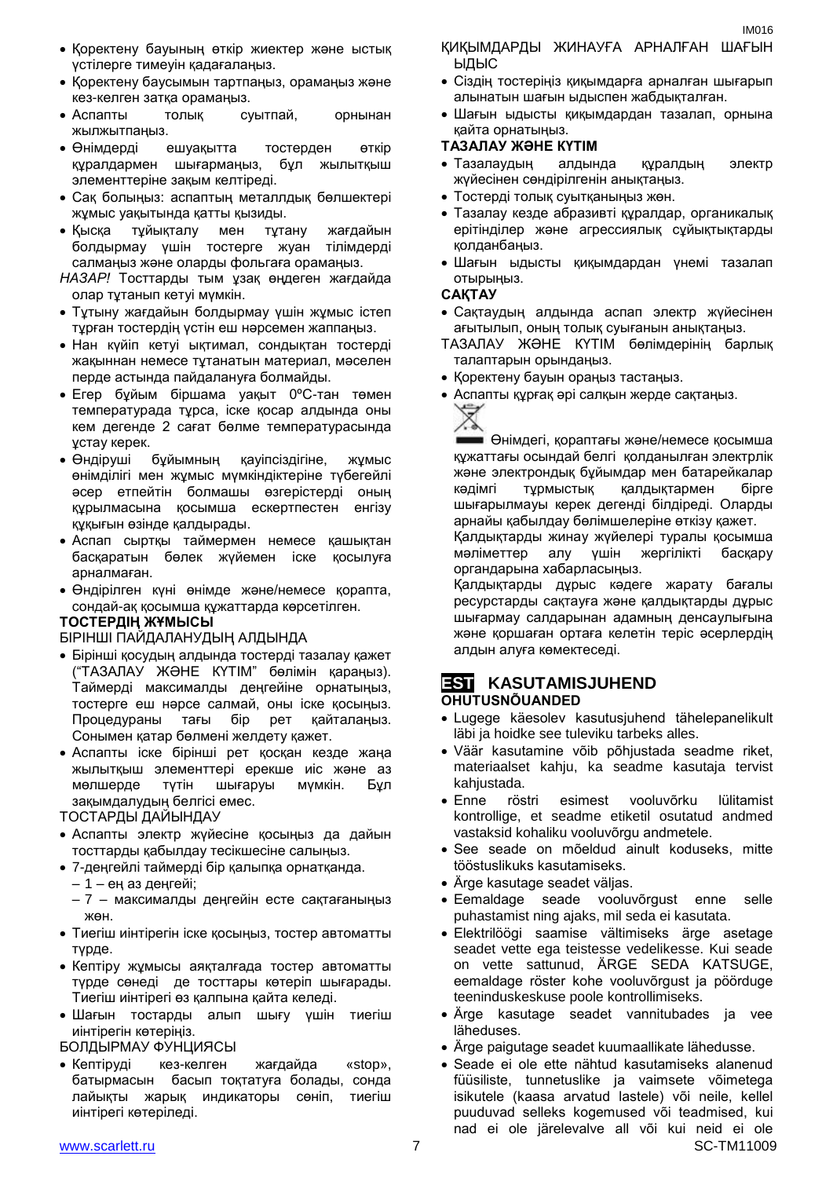- Қоректену бауының өткір жиектер және ыстық үстілерге тимеуін қадағалаңыз.
- Қоректену баусымын тартпаңыз, орамаңыз және кез-келген затқа орамаңыз.
- Аспапты толық суытпай, орнынан жылжытпаңыз.
- Өнімдерді ешуақытта тостерден өткір құралдармен шығармаңыз, бұл жылытқыш элементтеріне зақым келтіреді.
- Сақ болыңыз: аспаптың металлдық бөлшектері жұмыс уақытында қатты қызиды.
- Қысқа тұйықталу мен тұтану жағдайын болдырмау үшін тостерге жуан тілімдерді салмаңыз және оларды фольгаға орамаңыз.

*НАЗАР!* Тосттарды тым ұзақ өңдеген жағдайда олар тұтанып кетуі мүмкін.

- Тұтыну жағдайын болдырмау үшін жұмыс істеп тұрған тостердің үстін еш нәрсемен жаппаңыз.
- Нан күйіп кетуі ықтимал, сондықтан тостерді жақыннан немесе тұтанатын материал, мәселен перде астында пайдалануға болмайды.
- Егер бұйым біршама уақыт 0ºС-тан төмен температурада тұрса, іске қосар алдында оны кем дегенде 2 сағат бөлме температурасында ұстау керек.
- Өндіруші бұйымның қауіпсіздігіне, жұмыс өнімділігі мен жұмыс мүмкіндіктеріне түбегейлі әсер етпейтін болмашы өзгерістерді оның құрылмасына қосымша ескертпестен енгізу құқығын өзінде қалдырады.
- Аспап сыртқы таймермен немесе қашықтан басқаратын бөлек жүйемен іске қосылуға арналмаған.
- Өндірілген күні өнімде және/немесе қорапта, сондай-ақ қосымша құжаттарда көрсетілген.

**ТОСТЕРДІҢ ЖҰМЫСЫ**

БІРІНШІ ПАЙДАЛАНУДЫҢ АЛДЫНДА

- Бірінші қосудың алдында тостерді тазалау қажет ("ТАЗАЛАУ ЖӘНЕ КҮТІМ" бөлімін қараңыз). Таймерді максималды деңгейіне орнатыңыз, тостерге еш нәрсе салмай, оны іске қосыңыз. Процедураны тағы бір рет қайталаңыз. Сонымен қатар бөлмені желдету қажет.
- Аспапты іске бірінші рет қосқан кезде жаңа жылытқыш элементтері ерекше иіс және аз мөлшерде түтін шығаруы мүмкін. Бұл зақымдалудың белгісі емес.

ТОСТАРДЫ ДАЙЫНДАУ

- Аспапты электр жүйесіне қосыңыз да дайын тосттарды қабылдау тесікшесіне салыңыз.
- 7-деңгейлі таймерді бір қалыпқа орнатқанда.
  - 1 – ең аз деңгейі;
  - 7 – максималды деңгейін есте сақтағаныңыз жөн.
- Тиегіш иінтірегін іске қосыңыз, тостер автоматты түрде.
- Кептіру жұмысы аяқталғада тостер автоматты түрде сөнеді де тосттары көтеріп шығарады. Тиегіш иінтірегі өз қалпына қайта келеді.
- Шағын тостарды алып шығу үшін тиегіш иінтірегін көтеріңіз.

БОЛДЫРМАУ ФУНЦИЯСЫ

- Кептіруді кез-келген жағдайда «stop», батырмасын басып тоқтатуға болады, сонда лайықты жарық индикаторы сөніп, тиегіш иінтірегі көтеріледі.

ҚИҚЫМДАРДЫ ЖИНАУҒА АРНАЛҒАН ШАҒЫН ЫДЫС

- Сіздің тостеріңіз қиқымдарға арналған шығарып алынатын шағын ыдыспен жабдықталған.
- Шағын ыдысты қиқымдардан тазалап, орнына қайта орнатыңыз.

**ТАЗАЛАУ ЖӘНЕ КҮТІМ**

- Тазалаудың алдында құралдың электр жүйесінен сөндірілгенін анықтаңыз.
- Тостерді толық суытқаныңыз жөн.
- Тазалау кезде абразивті құралдар, органикалық ерітінділер және агрессиялық сұйықтықтарды қолданбаңыз.
- Шағын ыдысты қиқымдардан үнемі тазалап отырыңыз.

**САҚТАУ**

- Сақтаудың алдында аспап электр жүйесінен ағытылып, оның толық суығанын анықтаңыз.

ТАЗАЛАУ ЖӘНЕ КҮТІМ бөлімдерінің барлық талаптарын орындаңыз.

- Қоректену бауынораңыз тастаңыз.
- Аспапты құрғақ әрі салқын жерде сақтаңыз.

Өнімдегі, қораптағы және/немесе қосымша құжаттағы осындай белгі қолданылған электрлік және электрондық бұйымдар мен батарейкалар кәдімгі тұрмыстық қалдықтармен бірге шығарылмауы керек дегенді білдіреді. Оларды арнайы қабылдау бөлімшелеріне өткізу қажет.

Қалдықтарды жинау жүйелері туралы қосымша мәліметтер алу үшін жергілікті басқару органдарына хабарласыңыз.

Қалдықтарды дұрыс кәдеге жарату бағалы ресурстарды сақтауға және қалдықтарды дұрыс шығармау салдарынан адамның денсаулығына және қоршаған ортаға келетін теріс әсерлердің алдын алуға көмектеседі.

## EST KASUTAMISJUHEND

**OHUTUSNÕUANDED**

- Lugege käesolev kasutusjuhend tähelepanelikult läbi ja hoidke see tuleviku tarbeks alles.
- Väär kasutamine võib põhjustada seadme riket, materiaalset kahju, ka seadme kasutaja tervist kahjustada.
- Enne röstri esimest vooluvõrku lülitamist kontrollige, et seadme etiketil osutatud andmed vastaksid kohaliku vooluvõrgu andmetele.
- See seade on mõeldud ainult koduseks, mitte tööstuslikuks kasutamiseks.
- Ärge kasutage seadet väljas.
- Eemaldage seade vooluvõrgust enne selle puhastamist ning ajaks, mil seda ei kasutata.
- Elektrilöögi saamise vältimiseks ärge asetage seadet vette ega teistesse vedelikesse. Kui seade on vette sattunud, ÄRGE SEDA KATSUGE, eemaldage röster kohe vooluvõrgust ja pöörduge teeninduskeskuse poole kontrollimiseks.
- Ärge kasutage seadet vannitubades ja vee läheduses.
- Ärge paigutage seadet kuumaallikate lähedusse.
- Seade ei ole ette nähtud kasutamiseks alanenud füüsiliste, tunnetuslike ja vaimsete võimetega isikutele (kaasa arvatud lastele) või neile, kellel puuduvad selleks kogemused või teadmised, kui nad ei ole järelevalve all või kui neid ei ole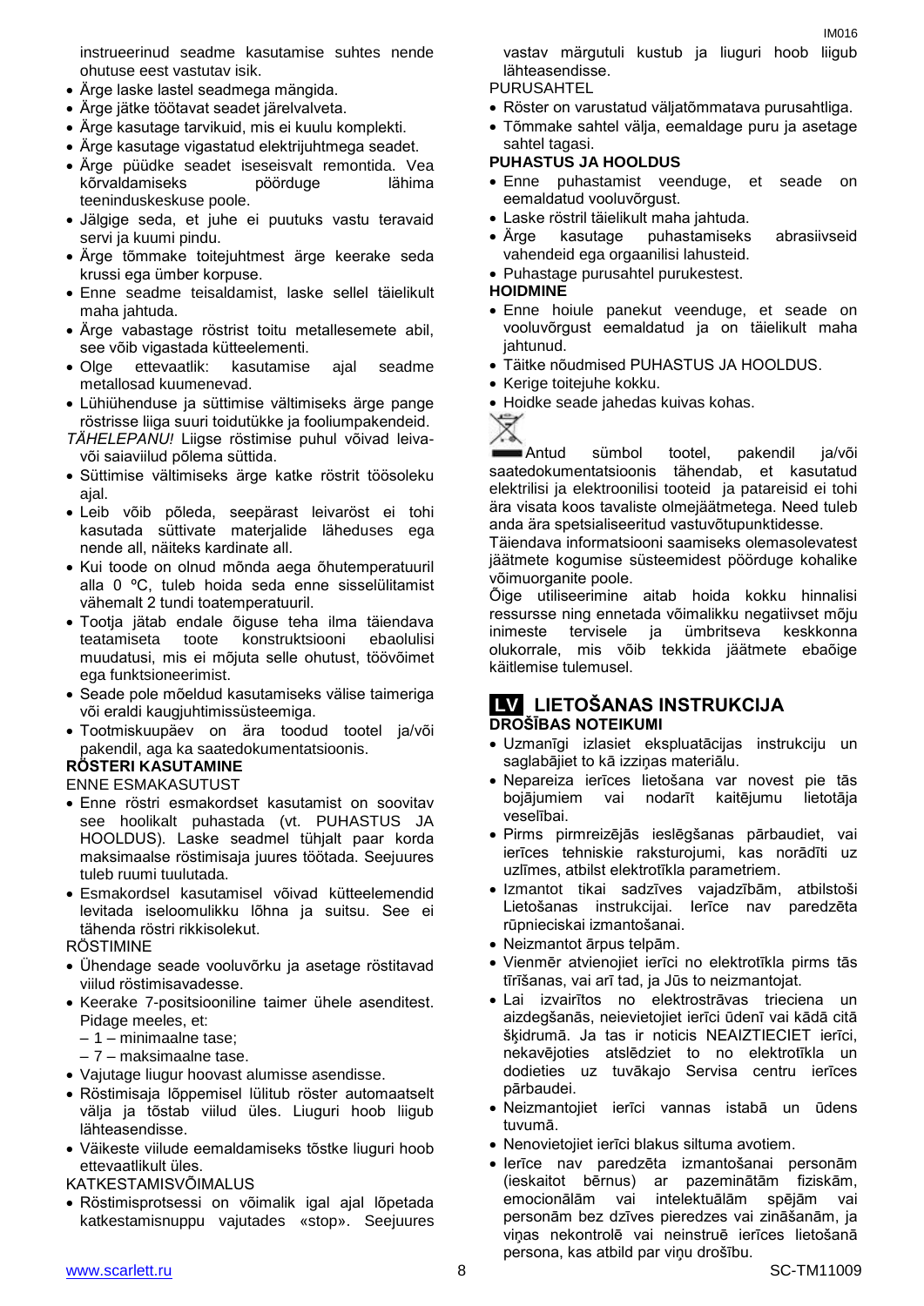instrueerinud seadme kasutamise suhtes nende ohutuse eest vastutav isik.

- Ärge laske lastel seadmega mängida.
- Ärge jätke töötavat seadet järelvalveta.
- Ärge kasutage tarvikuid, mis ei kuulu komplekti.
- Ärge kasutage vigastatud elektrijuhtmega seadet.
- Ärge püüdke seadet iseseisvalt remontida. Vea kõrvaldamiseks pöörduge lähima teeninduskeskuse poole.
- Jälgige seda, et juhe ei puutuks vastu teravaid servi ja kuumi pindu.
- Ärge tõmmake toitejuhtmest ärge keerake seda krussi ega ümber korpuse.
- Enne seadme teisaldamist, laske sellel täielikult maha jahtuda.
- Ärge vabastage röstrist toitu metallesemete abil, see võib vigastada kütteelementi.
- Olge ettevaatlik: kasutamise ajal seadme metallosad kuumenevad.
- Lühiühenduse ja süttimise vältimiseks ärge pange röstrisse liiga suuri toidutükke ja fooliumpakendeid.

*TÄHELEPANU!* Liigse röstimise puhul võivad leiva- või saiaviilud põlema süttida.

- Süttimise vältimiseks ärge katke röstrit töösoleku ajal.
- Leib võib põleda, seepärast leivaröst ei tohi kasutada süttivate materjalide läheduses ega nende all, näiteks kardinate all.
- Kui toode on olnud mõnda aega õhutemperatuuril alla 0 ºC, tuleb hoida seda enne sisselülitamist vähemalt 2 tundi toatemperatuuril.
- Tootja jätab endale õiguse teha ilma täiendava teatamiseta toote konstruktsiooni ebaolulisi muudatusi, mis ei mõjuta selle ohutust, töövõimet ega funktsioneerimist.
- Seade pole mõeldud kasutamiseks välise taimeriga või eraldi kaugjuhtimissüsteemiga.
- Tootmiskuupäev on ära toodud tootel ja/või pakendil, aga ka saatedokumentatsioonis.

**RÖSTERI KASUTAMINE**

ENNE ESMAKASUTUST

- Enne röstri esmakordset kasutamist on soovitav see hoolikalt puhastada (vt. PUHASTUS JA HOOLDUS). Laske seadmel tühjalt paar korda maksimaalse röstimisaja juures töötada. Seejuures tuleb ruumi tuulutada.
- Esmakordsel kasutamisel võivad kütteelemendid levitada iseloomulikku lõhna ja suitsu. See ei tähenda röstri rikkisolekut.

RÖSTIMINE

- Ühendage seade vooluvõrku ja asetage röstitavad viilud röstimisavadesse.
- Keerake 7-positsiooniline taimer ühele asenditest. Pidage meeles, et:
  - 1 – minimaalne tase;
  - 7 – maksimaalne tase.
- Vajutage liugur hoovast alumisse asendisse.
- Röstimisaja lõppemisel lülitub röster automaatselt välja ja tõstab viilud üles. Liuguri hoob liigub lähteasendisse.
- Väikeste viilude eemaldamiseks tõstke liuguri hoob ettevaatlikult üles.

KATKESTAMISVÕIMALUS

- Röstimisprotsessi on võimalik igal ajal lõpetada katkestamisnuppu vajutades «stop». Seejuures vastav märgutuli kustub ja liuguri hoob liigub lähteasendisse.

PURUSAHTEL

- Röster on varustatud väljatõmmatava purusahtliga.
- Tõmmake sahtel välja, eemaldage puru ja asetage sahtel tagasi.

**PUHASTUS JA HOOLDUS**

- Enne puhastamist veenduge, et seade on eemaldatud vooluvõrgust.
- Laske röstril täielikult maha jahtuda.
- Ärge kasutage puhastamiseks abrasiivseid vahendeid ega orgaanilisi lahusteid.
- Puhastage purusahtel purukestest.

**HOIDMINE**

- Enne hoiule panekut veenduge, et seade on vooluvõrgust eemaldatud ja on täielikult maha jahtunud.
- Täitke nõudmised PUHASTUS JA HOOLDUS.
- Kerige toitejuhe kokku.
- Hoidke seade jahedas kuivas kohas.

Antud sümbol tootel, pakendil ja/või saatedokumentatsioonis tähendab, et kasutatud elektrilisi ja elektroonilisi tooteid ja patareisid ei tohi ära visata koos tavaliste olmejäätmetega. Need tuleb anda ära spetsialiseeritud vastuvõtupunktidesse.

Täiendava informatsiooni saamiseks olemasolevatest jäätmete kogumise süsteemidest pöörduge kohalike võimuorganite poole.

Õige utiliseerimine aitab hoida kokku hinnalisi ressursse ning ennetada võimalikku negatiivset mõju inimeste tervisele ja ümbritseva keskkonna olukorrale, mis võib tekkida jäätmete ebaõige käitlemise tulemusel.

## LV LIETOŠANAS INSTRUKCIJA

**DROŠĪBAS NOTEIKUMI**

- Uzmanīgi izlasiet ekspluatācijas instrukciju un saglabājiet to kā izziņas materiālu.
- Nepareiza ierīces lietošana var novest pie tās bojājumiem vai nodarīt kaitējumu lietotāja veselībai.
- Pirms pirmreizējās ieslēgšanas pārbaudiet, vai ierīces tehniskie raksturojumi, kas norādīti uz uzlīmes, atbilst elektrotīkla parametriem.
- Izmantot tikai sadzīves vajadzībām, atbilstoši Lietošanas instrukcijai. Ierīce nav paredzēta rūpnieciskai izmantošanai.
- Neizmantot ārpus telpām.
- Vienmēr atvienojiet ierīci no elektrotīkla pirms tās tīrīšanas, vai arī tad, ja Jūs to neizmantojat.
- Lai izvairītos no elektrostrāvas trieciena un aizdegšanās, neievietojiet ierīci ūdenī vai kādā citā šķidrumā. Ja tas ir noticis NEAIZTIECIET ierīci, nekavējoties atslēdziet to no elektrotīkla un dodieties uz tuvākajo Servisa centru ierīces pārbaudei.
- Neizmantojiet ierīci vannas istabā un ūdens tuvumā.
- Nenovietojiet ierīci blakus siltuma avotiem.
- Ierīce nav paredzēta izmantošanai personām (ieskaitot bērnus) ar pazeminātām fiziskām, emocionālām vai intelektuālām spējām vai personām bez dzīves pieredzes vai zināšanām, ja viņas nekontrolē vai neinstruē ierīces lietošanā persona, kas atbild par viņu drošību.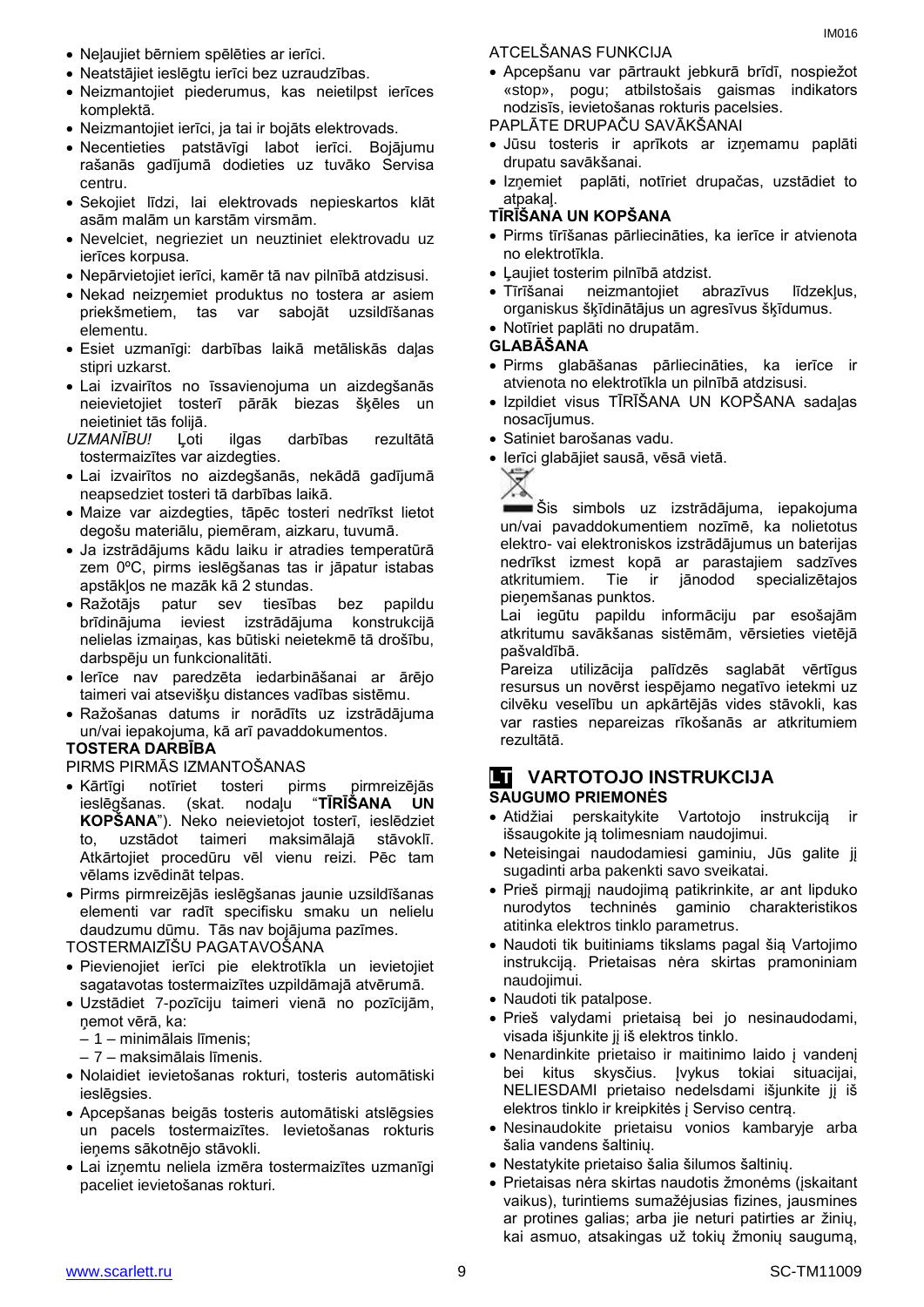- Neļaujiet bērniem spēlēties ar ierīci.
- Neatstājiet ieslēgtu ierīci bez uzraudzības.
- Neizmantojiet piederumus, kas neietilpst ierīces komplektā.
- Neizmantojiet ierīci, ja tai ir bojāts elektrovads.
- Necentieties patstāvīgi labot ierīci. Bojājumu rašanās gadījumā dodieties uz tuvāko Servisa centru.
- Sekojiet līdzi, lai elektrovads nepieskartos klāt asām malām un karstām virsmām.
- Nevelciet, negrieziet un neuztiniet elektrovadu uz ierīces korpusa.
- Nepārvietojiet ierīci, kamēr tā nav pilnībā atdzisusi.
- Nekad neizņemiet produktus no tostera ar asiem priekšmetiem, tas var sabojāt uzsildīšanas elementu.
- Esiet uzmanīgi: darbības laikā metāliskās daļas stipri uzkarst.
- Lai izvairītos no īssavienojuma un aizdegšanās neievietojiet tosterī pārāk biezas šķēles un neietiniet tās folijā.

*UZMANĪBU!* Ļoti ilgas darbības rezultātā tostermaizītes var aizdegties.

- Lai izvairītos no aizdegšanās, nekādā gadījumā neapsedziet tosteri tā darbības laikā.
- Maize var aizdegties, tāpēc tosteri nedrīkst lietot degošu materiālu, piemēram, aizkaru, tuvumā.
- Ja izstrādājums kādu laiku ir atradies temperatūrā zem 0ºC, pirms ieslēgšanas tas ir jāpatur istabas apstākļos ne mazāk kā 2 stundas.
- Ražotājs patur sev tiesības bez papildu brīdinājuma ieviest izstrādājuma konstrukcijā nelielas izmaiņas, kas būtiski neietekmē tā drošību, darbspēju un funkcionalitāti.
- Ierīce nav paredzēta iedarbināšanai ar ārējo taimeri vai atsevišķu distances vadības sistēmu.
- Ražošanas datums ir norādīts uz izstrādājuma un/vai iepakojuma, kā arī pavaddokumentos.

**TOSTERA DARBĪBA**

PIRMS PIRMĀS IZMANTOŠANAS

- Kārtīgi notīriet tosteri pirms pirmreizējās ieslēgšanas. (skat. nodaļu "**TĪRĪŠANA UN KOPŠANA**"). Neko neievietojot tosterī, ieslēdziet to, uzstādot taimeri maksimālajā stāvoklī. Atkārtojiet procedūru vēl vienu reizi. Pēc tam vēlams izvēdināt telpas.
- Pirms pirmreizējās ieslēgšanas jaunie uzsildīšanas elementi var radīt specifisku smaku un nelielu daudzumu dūmu. Tās nav bojājuma pazīmes.

TOSTERMAIZĪŠU PAGATAVOŠANA

- Pievienojiet ierīci pie elektrotīkla un ievietojiet sagatavotas tostermaizītes uzpildāmajā atvērumā.
- Uzstādiet 7-pozīciju taimeri vienā no pozīcijām, ņemot vērā, ka:
  – 1 – minimālais līmenis;
  – 7 – maksimālais līmenis.
- Nolaidiet ievietošanas rokturi, tosteris automātiski ieslēgsies.
- Apcepšanas beigās tosteris automātiski atslēgsies un pacels tostermaizītes. Ievietošanas rokturis ieņems sākotnējo stāvokli.
- Lai izņemtu neliela izmēra tostermaizītes uzmanīgi paceliet ievietošanas rokturi.

ATCELŠANAS FUNKCIJA

- Apcepšanu var pārtraukt jebkurā brīdī, nospiežot «stop», pogu; atbilstošais gaismas indikators nodzisīs, ievietošanas rokturis pacelsies.

PAPLĀTE DRUPAČU SAVĀKŠANAI

- Jūsu tosteris ir aprīkots ar izņemamu paplāti drupatu savākšanai.
- Izņemiet paplāti, notīriet drupačas, uzstādiet to atpakaļ.

**TĪRĪŠANA UN KOPŠANA**

- Pirms tīrīšanas pārliecināties, ka ierīce ir atvienota no elektrotīkla.
- Ļaujiet tosterim pilnībā atdzist.
- Tīrīšanai neizmantojiet abrazīvus līdzekļus, organiskus šķīdinātājus un agresīvus šķīdumus.
- Notīriet paplāti no drupatām.

**GLABĀŠANA**

- Pirms glabāšanas pārliecināties, ka ierīce ir atvienota no elektrotīkla un pilnībā atdzisusi.
- Izpildiet visus TĪRĪŠANA UN KOPŠANA sadaļas nosacījumus.
- Satiniet barošanas vadu.
- Ierīci glabājiet sausā, vēsā vietā.

Šis simbols uz izstrādājuma, iepakojuma un/vai pavaddokumentiem nozīmē, ka nolietotus elektro- vai elektroniskos izstrādājumus un baterijas nedrīkst izmest kopā ar parastajiem sadzīves atkritumiem. Tie ir jānodod specializētajos pieņemšanas punktos.

Lai iegūtu papildu informāciju par esošajām atkritumu savākšanas sistēmām, vērsieties vietējā pašvaldībā.

Pareiza utilizācija palīdzēs saglabāt vērtīgus resursus un novērst iespējamo negatīvo ietekmi uz cilvēku veselību un apkārtējās vides stāvokli, kas var rasties nepareizas rīkošanās ar atkritumiem rezultātā.

## LT VARTOTOJO INSTRUKCIJA

**SAUGUMO PRIEMONĖS**

- Atidžiai perskaitykite Vartotojo instrukciją ir išsaugokite ją tolimesniam naudojimui.
- Neteisingai naudodamiesi gaminiu, Jūs galite jį sugadinti arba pakenkti savo sveikatai.
- Prieš pirmąjį naudojimą patikrinkite, ar ant lipduko nurodytos techninės gaminio charakteristikos atitinka elektros tinklo parametrus.
- Naudoti tik buitiniams tikslams pagal šią Vartojimo instrukciją. Prietaisas nėra skirtas pramoniniam naudojimui.
- Naudoti tik patalpose.
- Prieš valydami prietaisą bei jo nesinaudodami, visada išjunkite jį iš elektros tinklo.
- Nenardinkite prietaiso ir maitinimo laido į vandenį bei kitus skysčius. Įvykus tokiai situacijai, NELIESDAMI prietaiso nedelsdami išjunkite jį iš elektros tinklo ir kreipkitės į Serviso centrą.
- Nesinaudokite prietaisu vonios kambaryje arba šalia vandens šaltinių.
- Nestatykite prietaiso šalia šilumos šaltinių.
- Prietaisas nėra skirtas naudotis žmonėms (įskaitant vaikus), turintiems sumažėjusias fizines, jausmines ar protines galias; arba jie neturi patirties ar žinių, kai asmuo, atsakingas už tokių žmonių saugumą,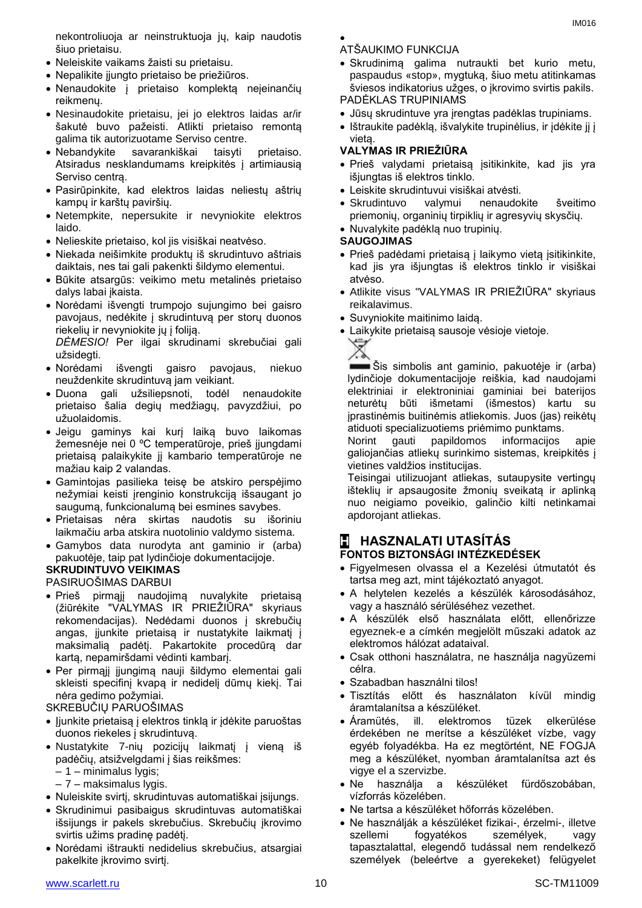nekontroliuoja ar neinstruktuoja jų, kaip naudotis šiuo prietaisu.

- Neleiskite vaikams žaisti su prietaisu.
- Nepalikite įjungto prietaiso be priežiūros.
- Nenaudokite į prietaiso komplektą neįeinančių reikmenų.
- Nesinaudokite prietaisu, jei jo elektros laidas ar/ir šakutė buvo pažeisti. Atlikti prietaiso remontą galima tik autorizuotame Serviso centre.
- Nebandykite savarankiškai taisyti prietaiso. Atsiradus nesklandumams kreipkitės į artimiausią Serviso centrą.
- Pasirūpinkite, kad elektros laidas neliestų aštrių kampų ir karštų paviršių.
- Netempkite, nepersukite ir nevyniokite elektros laido.
- Nelieskite prietaiso, kol jis visiškai neatvėso.
- Niekada neišimkite produktų iš skrudintuvo aštriais daiktais, nes tai gali pakenkti šildymo elementui.
- Būkite atsargūs: veikimo metu metalinės prietaiso dalys labai įkaista.
- Norėdami išvengti trumpojo sujungimo bei gaisro pavojaus, nedėkite į skrudintuvą per storų duonos riekelių ir nevyniokite jų į foliją.
  *DĖMESIO!* Per ilgai skrudinami skrebučiai gali užsidegti.
- Norėdami išvengti gaisro pavojaus, niekuo neuždenkite skrudintuvą jam veikiant.
- Duona gali užsiliepsnoti, todėl nenaudokite prietaiso šalia degių medžiagų, pavyzdžiui, po užuolaidomis.
- Jeigu gaminys kai kurį laiką buvo laikomas žemesnėje nei 0 ºC temperatūroje, prieš įjungdami prietaisą palaikykite jį kambario temperatūroje ne mažiau kaip 2 valandas.
- Gamintojas pasilieka teisę be atskiro perspėjimo nežymiai keisti įrenginio konstrukciją išsaugant jo saugumą, funkcionalumą bei esmines savybes.
- Prietaisas nėra skirtas naudoti su išoriniu laikmačiu arba atskira nuotolinio valdymo sistema.
- Gamybos data nurodyta ant gaminio ir (arba) pakuotėje, taip pat lydinčioje dokumentacijoje.

**SKRUDINTUVO VEIKIMAS**

PASIRUOŠIMAS DARBUI

- Prieš pirmąjį naudojimą nuvalykite prietaisą (žiūrėkite "VALYMAS IR PRIEŽIŪRA" skyriaus rekomendacijas). Nedėdami duonos į skrebučių angas, įjunkite prietaisą ir nustatykite laikmatį į maksimalią padėtį. Pakartokite procedūrą dar kartą, nepamiršdami vėdinti kambarį.
- Per pirmąjį įjungimą nauji šildymo elementai gali skleisti specifinį kvapą ir nedidelį dūmų kiekį. Tai nėra gedimo požymiai.

SKREBUČIŲ PARUOŠIMAS

- Įjunkite prietaisą į elektros tinklą ir įdėkite paruoštas duonos riekeles į skrudintuvą.
- Nustatykite 7-nių pozicijų laikmatį į vieną iš padėčių, atsižvelgdami į šias reikšmes:
  – 1 – minimalus lygis;
  – 7 – maksimalus lygis.
- Nuleiskite svirtį, skrudintuvas automatiškai įsijungs.
- Skrudinimui pasibaigus skrudintuvas automatiškai išsijungs ir pakels skrebučius. Skrebučių įkrovimo svirtis užims pradinę padėtį.
- Norėdami ištraukti nedidelius skrebučius, atsargiai pakelkite įkrovimo svirtį.
- 

ATŠAUKIMO FUNKCIJA

- Skrudinimą galima nutraukti bet kurio metu, paspaudus «stop», mygtuką, šiuo metu atitinkamas šviesos indikatorius užsidegs, o įkrovimo svirtis pakils.

PADĖKLAS TRUPINIAMS

- Jūsų skrudintuve yra įrengtas padėklas trupiniams.
- Ištraukite padėklą, išvalykite trupinėlius, ir įdėkite jį į vietą.

**VALYMAS IR PRIEŽIŪRA**

- Prieš valydami prietaisą įsitikinkite, kad jis yra išjungtas iš elektros tinklo.
- Leiskite skrudintuvui visiškai atvėsti.
- Skrudintuvo valymui nenaudokite šveitimo priemonių, organinių tirpiklių ir agresyvių skysčių.
- Nuvalykite padėklą nuo trupinių.

**SAUGOJIMAS**

- Prieš padėdami prietaisą į laikymo vietą įsitikinkite, kad jis yra išjungtas iš elektros tinklo ir visiškai atvėso.
- Atlikite visus "VALYMAS IR PRIEŽIŪRA" skyriaus reikalavimus.
- Suvyniokite maitinimo laidą.
- Laikykite prietaisą sausoje vėsioje vietoje.

Šis simbolis ant gaminio, pakuotėje ir (arba) lydinčioje dokumentacijoje reiškia, kad naudojami elektriniai ir elektroniniai gaminiai bei baterijos neturėtų būti išmetami (išmestos) kartu su įprastinėmis buitinėmis atliekomis. Juos (jas) reikėtų atiduoti specializuotiems priėmimo punktams.

Norint gauti papildomos informacijos apie galiojančias atliekų surinkimo sistemas, kreipkitės į vietines valdžios institucijas.

Teisingai utilizuojant atliekas, sutaupysite vertingų išteklių ir apsaugosite žmonių sveikatą ir aplinką nuo neigiamo poveikio, galinčio kilti netinkamai apdorojant atliekas.

## H HASZNALATI UTASÍTÁS

**FONTOS BIZTONSÁGI INTÉZKEDÉSEK**

- Figyelmesen olvassa el a Kezelési útmutatót és tartsa meg azt, mint tájékoztató anyagot.
- A helytelen kezelés a készülék károsodásához, vagy a használó sérüléséhez vezethet.
- A készülék első használata előtt, ellenőrizze egyeznek-e a címkén megjelölt műszaki adatok az elektromos hálózat adataival.
- Csak otthoni használatra, ne használja nagyüzemi célra.
- Szabadban használni tilos!
- Tisztítás előtt és használaton kívül mindig áramtalanítsa a készüléket.
- Áramütés, ill. elektromos tüzek elkerülése érdekében ne merítse a készüléket vízbe, vagy egyéb folyadékba. Ha ez megtörtént, NE FOGJA meg a készüléket, nyomban áramtalanítsa azt és vigye el a szervizbe.
- Ne használja a készüléket fürdőszobában, vízforrás közelében.
- Ne tartsa a készüléket hőforrás közelében.
- Ne használják a készüléket fizikai-, érzelmi-, illetve szellemi fogyatékos személyek, vagy tapasztalattal, elegendő tudással nem rendelkező személyek (beleértve a gyerekeket) felügyelet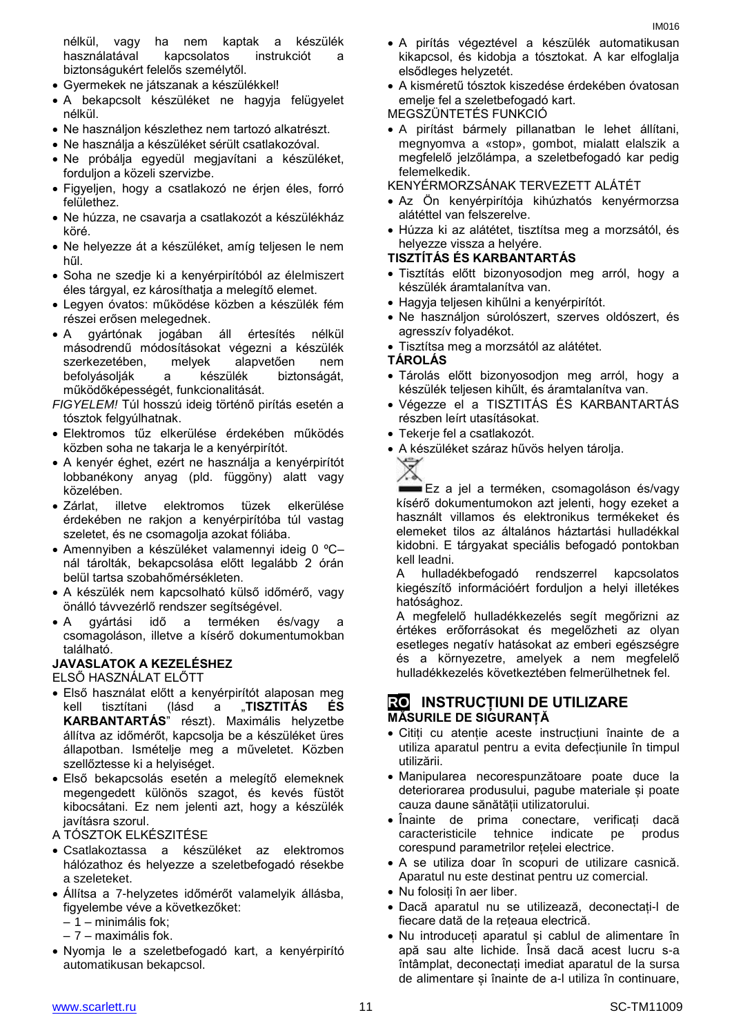nélkül, vagy ha nem kaptak a készülék használatával kapcsolatos instrukciót a biztonságukért felelős személytől.

- Gyermekek ne játszanak a készülékkel!
- A bekapcsolt készüléket ne hagyja felügyelet nélkül.
- Ne használjon készlethez nem tartozó alkatrészt.
- Ne használja a készüléket sérült csatlakozóval.
- Ne próbálja egyedül megjavítani a készüléket, forduljon a közeli szervizbe.
- Figyeljen, hogy a csatlakozó ne érjen éles, forró felülethez.
- Ne húzza, ne csavarja a csatlakozót a készülékház köré.
- Ne helyezze át a készüléket, amíg teljesen le nem hűl.
- Soha ne szedje ki a kenyérpirítóból az élelmiszert éles tárggyal, ez károsíthatja a melegítő elemet.
- Legyen óvatos: működése közben a készülék fém részei erősen melegednek.
- A gyártónak jogában áll értesítés nélkül másodrendű módosításokat végezni a készülék szerkezetében, melyek alapvetően nem befolyásolják a készülék biztonságát, működőképességét, funkcionalitását.

*FIGYELEM!* Túl hosszú ideig történő pirítás esetén a tósztok felgyúlhatnak.

- Elektromos tűz elkerülése érdekében működés közben soha ne takarja le a kenyérpirítót.
- A kenyér éghet, ezért ne használja a kenyérpirítót lobbanékony anyag (pld. függöny) alatt vagy közelében.
- Zárlat, illetve elektromos tüzek elkerülése érdekében ne rakjon a kenyérpirítóba túl vastag szeletet, és ne csomagolja azokat fóliába.
- Amennyiben a készüléket valamennyi ideig 0 ºC–nál tárolták, bekapcsolása előtt legalább 2 órán belül tartsa szobahőmérsékleten.
- A készülék nem kapcsolható külső időmérő, vagy önálló távvezérlő rendszer segítségével.
- A gyártási idő a terméken és/vagy a csomagoláson, illetve a kísérő dokumentumokban található.

**JAVASLATOK A KEZELÉSHEZ**

ELSŐ HASZNÁLAT ELŐTT

- Első használat előtt a kenyérpirítót alaposan meg kell tisztítani (lásd a „**TISZTITÁS ÉS KARBANTARTÁS**" részt). Maximális helyzetbe állítva az időmérőt, kapcsolja be a készüléket üres állapotban. Ismételje meg a műveletet. Közben szellőztesse ki a helyiséget.
- Első bekapcsolás esetén a melegítő elemeknek megengedett különös szagot, és kevés füstöt kibocsátani. Ez nem jelenti azt, hogy a készülék javításra szorul.

A TÓSZTOK ELKÉSZÍTÉSE

- Csatlakoztassa a készüléket az elektromos hálózathoz és helyezze a szeletbefogadó résekbe a szeleteket.
- Állítsa a 7-helyzetes időmérőt valamelyik állásba, figyelembe véve a következőket:
  – 1 – minimális fok;
  – 7 – maximális fok.
- Nyomja le a szeletbefogadó kart, a kenyérpirító automatikusan bekapcsol.
- A pirítás végeztével a készülék automatikusan kikapcsol, és kidobja a tósztokat. A kar elfoglalja elsődleges helyzetét.
- A kisméretű tósztok kiszedése érdekében óvatosan emelje fel a szeletbefogadó kart.

MEGSZÜNTETÉS FUNKCIÓ

- A pirítást bármely pillanatban le lehet állítani, megnyomva a «stop», gombot, mialatt elalszik a megfelelő jelzőlámpa, a szeletbefogadó kar pedig felemelkedik.

KENYÉRMORZSÁNAK TERVEZETT ALÁTÉT

- Az Ön kenyérpirítója kihúzhatós kenyérmorzsa alátéttel van felszerelve.
- Húzza ki az alátétet, tisztítsa meg a morzsától, és helyezze vissza a helyére.

**TISZTÍTÁS ÉS KARBANTARTÁS**

- Tisztítás előtt bizonyosodjon meg arról, hogy a készülék áramtalanítva van.
- Hagyja teljesen kihűlni a kenyérpirítót.
- Ne használjon súrolószert, szerves oldószert, és agresszív folyadékot.
- Tisztítsa meg a morzsától az alátétet.

**TÁROLÁS**

- Tárolás előtt bizonyosodjon meg arról, hogy a készülék teljesen kihűlt, és áramtalanítva van.
- Végezze el a TISZTITÁS ÉS KARBANTARTÁS részben leírt utasításokat.
- Tekerje fel a csatlakozót.
- A készüléket száraz hűvös helyen tárolja.

Ez a jel a terméken, csomagoláson és/vagy kísérő dokumentumokon azt jelenti, hogy ezeket a használt villamos és elektronikus termékeket és elemeket tilos az általános háztartási hulladékkal kidobni. E tárgyakat speciális befogadó pontokban kell leadni.

A hulladékbefogadó rendszerrel kapcsolatos kiegészítő információért forduljon a helyi illetékes hatósághoz.

A megfelelő hulladékkezelés segít megőrizni az értékes erőforrásokat és megelőzheti az olyan esetleges negatív hatásokat az emberi egészségre és a környezetre, amelyek a nem megfelelő hulladékkezelés következtében felmerülhetnek fel.

## RO INSTRUCȚIUNI DE UTILIZARE

**MĂSURILE DE SIGURANȚĂ**

- Citiți cu atenție aceste instrucțiuni înainte de a utiliza aparatul pentru a evita defecțiunile în timpul utilizării.
- Manipularea necorespunzătoare poate duce la deteriorarea produsului, pagube materiale și poate cauza daune sănătății utilizatorului.
- Înainte de prima conectare, verificați dacă caracteristicile tehnice indicate pe produs corespund parametrilor rețelei electrice.
- A se utiliza doar în scopuri de utilizare casnică. Aparatul nu este destinat pentru uz comercial.
- Nu folosiți în aer liber.
- Dacă aparatul nu se utilizează, deconectați-l de fiecare dată de la rețeaua electrică.
- Nu introduceți aparatul și cablul de alimentare în apă sau alte lichide. Însă dacă acest lucru s-a întâmplat, deconectați imediat aparatul de la sursa de alimentare și înainte de a-l utiliza în continuare,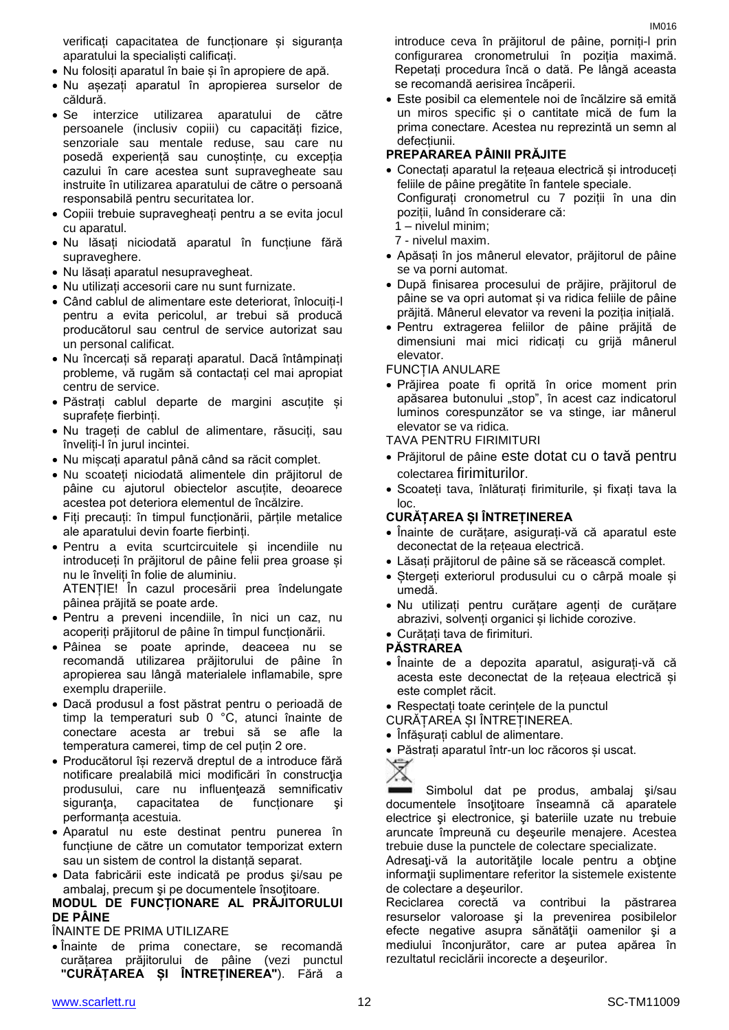verificați capacitatea de funcționare și siguranța aparatului la specialiști calificați.

- Nu folosiți aparatul în baie și în apropiere de apă.
- Nu așezați aparatul în apropierea surselor de căldură.
- Se interzice utilizarea aparatului de către persoanele (inclusiv copiii) cu capacități fizice, senzoriale sau mentale reduse, sau care nu posedă experiență sau cunoștințe, cu excepția cazului în care acestea sunt supravegheate sau instruite în utilizarea aparatului de către o persoană responsabilă pentru securitatea lor.
- Copiii trebuie supravegheați pentru a se evita jocul cu aparatul.
- Nu lăsați niciodată aparatul în funcțiune fără supraveghere.
- Nu lăsați aparatul nesupravegheat.
- Nu utilizați accesorii care nu sunt furnizate.
- Când cablul de alimentare este deteriorat, înlocuiți-l pentru a evita pericolul, ar trebui să producă producătorul sau centrul de service autorizat sau un personal calificat.
- Nu încercați să reparați aparatul. Dacă întâmpinați probleme, vă rugăm să contactați cel mai apropiat centru de service.
- Păstrați cablul departe de margini ascuțite și suprafețe fierbinți.
- Nu trageți de cablul de alimentare, răsuciți, sau înveliți-l în jurul incintei.
- Nu mișcați aparatul până când sa răcit complet.
- Nu scoateți niciodată alimentele din prăjitorul de pâine cu ajutorul obiectelor ascuțite, deoarece acestea pot deteriora elementul de încălzire.
- Fiți precauți: în timpul funcționării, părțile metalice ale aparatului devin foarte fierbinți.
- Pentru a evita scurtcircuitele și incendiile nu introduceți în prăjitorul de pâine felii prea groase și nu le înveliți în folie de aluminiu.
  ATENȚIE! În cazul procesării prea îndelungate pâinea prăjită se poate arde.
- Pentru a preveni incendiile, în nici un caz, nu acoperiți prăjitorul de pâine în timpul funcționării.
- Pâinea se poate aprinde, deaceea nu se recomandă utilizarea prăjitorului de pâine în apropierea sau lângă materialele inflamabile, spre exemplu draperiile.
- Dacă produsul a fost păstrat pentru o perioadă de timp la temperaturi sub 0 °C, atunci înainte de conectare acesta ar trebui să se afle la temperatura camerei, timp de cel puțin 2 ore.
- Producătorul își rezervă dreptul de a introduce fără notificare prealabilă mici modificări în construcția produsului, care nu influenţează semnificativ siguranţa, capacitatea de funcționare și performanța acestuia.
- Aparatul nu este destinat punerea în funcțiune de către un comutator temporizat extern sau un sistem de control la distanță separat.
- Data fabricării este indicată pe produs și/sau pe ambalaj, precum și pe documentele însoțitoare.

**MODUL DE FUNCȚIONARE AL PRĂJITORULUI DE PÂINE**

ÎNAINTE DE PRIMA UTILIZARE

- Înainte de prima conectare, se recomandă curățarea prăjitorului de pâine (vezi punctul **"CURĂȚAREA ȘI ÎNTREȚINEREA"**). Fără a introduce ceva în prăjitorul de pâine, porniți-l prin configurarea cronometrului în poziția maximă. Repetați procedura încă o dată. Pe lângă aceasta se recomandă aerisirea încăperii.
- Este posibil ca elementele noi de încălzire să emită un miros specific și o cantitate mică de fum la prima conectare. Acestea nu reprezintă un semn al defecțiunii.

**PREPARAREA PÂINII PRĂJITE**

- Conectați aparatul la rețeaua electrică și introduceți feliile de pâine pregătite în fantele speciale.
  Configurați cronometrul cu 7 poziții în una din poziții, luând în considerare că:
  1 – nivelul minim;
  7 - nivelul maxim.
- Apăsați în jos mânerul elevator, prăjitorul de pâine se va porni automat.
- După finisarea procesului de prăjire, prăjitorul de pâine se va opri automat și va ridica feliile de pâine prăjită. Mânerul elevator va reveni la poziția inițială.
- Pentru extragerea feliilor de pâine prăjită de dimensiuni mai mici ridicați cu grijă mânerul elevator.

FUNCȚIA ANULARE

- Prăjirea poate fi oprită în orice moment prin apăsarea butonului „stop", în acest caz indicatorul luminos corespunzător se va stinge, iar mânerul elevator se va ridica.

TAVA PENTRU FIRIMITURI

- Prăjitorul de pâine este dotat cu o tavă pentru colectarea firimiturilor.
- Scoateți tava, înlăturați firimiturile, și fixați tava la loc.

**CURĂȚAREA ȘI ÎNTREȚINEREA**

- Înainte de curățare, asigurați-vă că aparatul este deconectat de la rețeaua electrică.
- Lăsați prăjitorul de pâine să se răcească complet.
- Ștergeți exteriorul produsului cu o cârpă moale și umedă.
- Nu utilizați pentru curățare agenți de curățare abrazivi, solvenți organici și lichide corozive.
- Curățați tava de firimituri.

**PĂSTRAREA**

- Înainte de a depozita aparatul, asigurați-vă că acesta este deconectat de la rețeaua electrică și este complet răcit.
- Respectați toate cerințele de la punctul CURĂȚAREA ȘI ÎNTREȚINEREA.
- Înfășurați cablul de alimentare.
- Păstrați aparatul într-un loc răcoros și uscat.

Simbolul dat pe produs, ambalaj şi/sau documentele însoţitoare înseamnă că aparatele electrice şi electronice, şi bateriile uzate nu trebuie aruncate împreună cu deşeurile menajere. Acestea trebuie duse la punctele de colectare specializate.

Adresaţi-vă la autorităţile locale pentru a obţine informaţii suplimentare referitor la sistemele existente de colectare a deşeurilor.

Reciclarea corectă va contribui la păstrarea resurselor valoroase şi la prevenirea posibilelor efecte negative asupra sănătăţii oamenilor şi a mediului înconjurător, care ar putea apărea în rezultatul reciclării incorecte a deşeurilor.